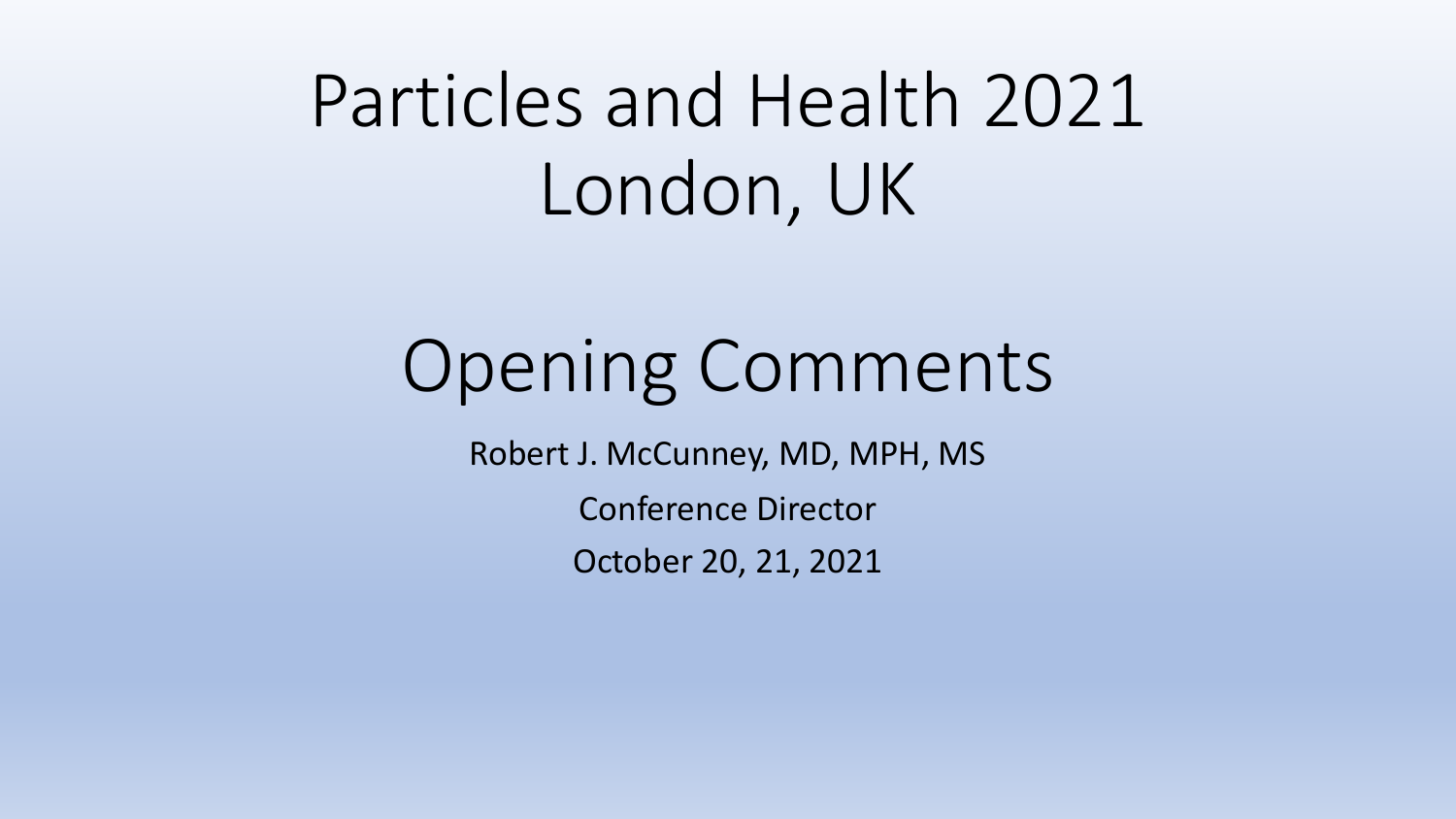# Particles and Health 2021
# London, UK

## Opening Comments

Robert J. McCunney, MD, MPH, MS

Conference Director

October 20, 21, 2021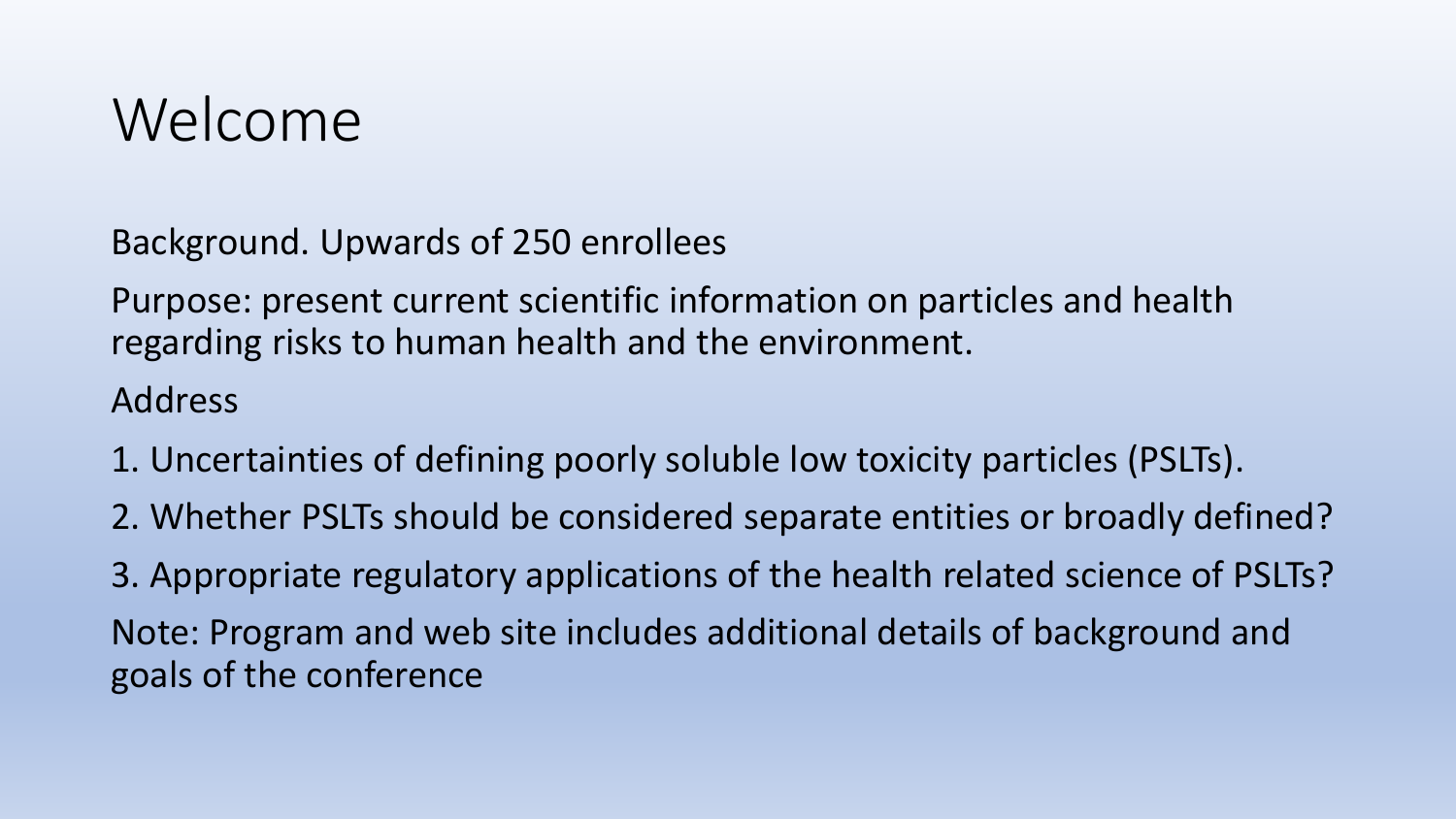# Welcome

Background. Upwards of 250 enrollees

Purpose: present current scientific information on particles and health regarding risks to human health and the environment.

Address

1. Uncertainties of defining poorly soluble low toxicity particles (PSLTs).
2. Whether PSLTs should be considered separate entities or broadly defined?
3. Appropriate regulatory applications of the health related science of PSLTs?

Note: Program and web site includes additional details of background and goals of the conference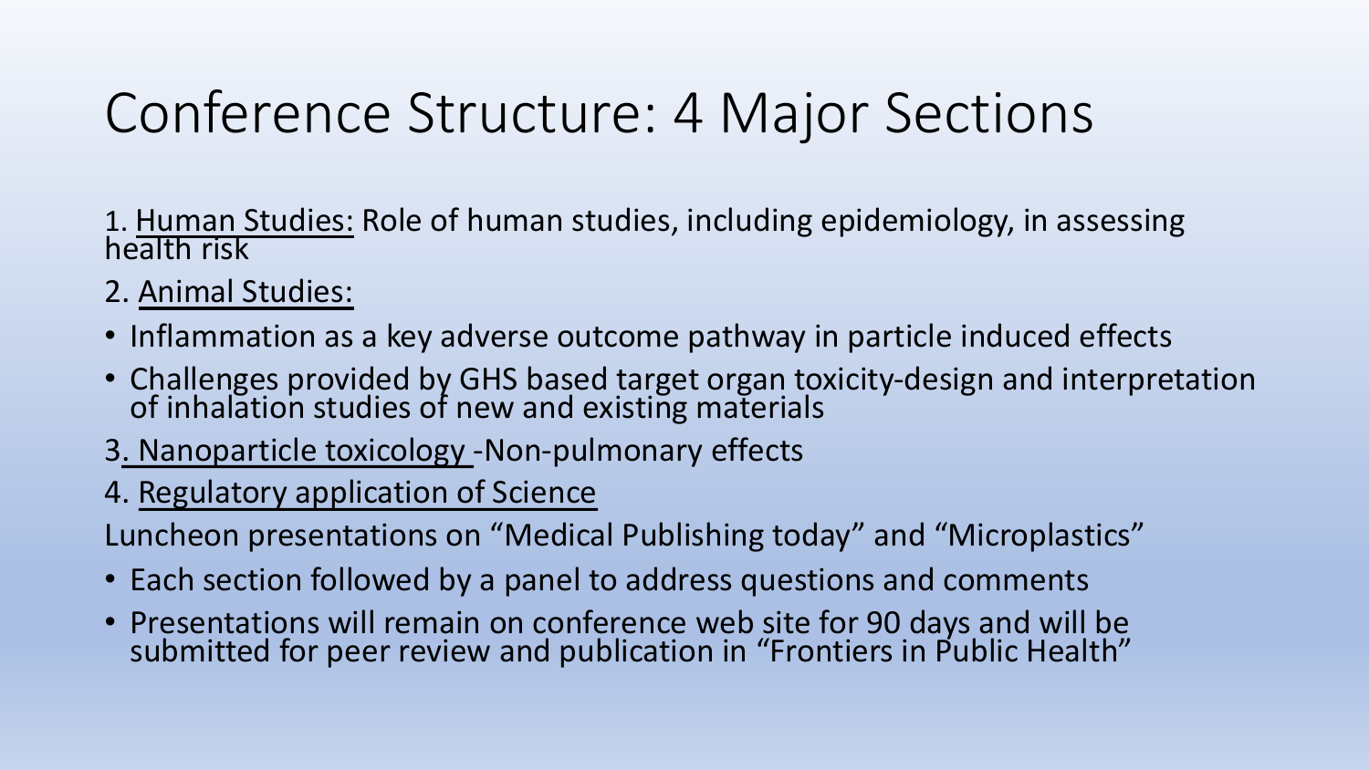# Conference Structure: 4 Major Sections

1. <u>Human Studies:</u> Role of human studies, including epidemiology, in assessing health risk

2. <u>Animal Studies:</u>

- Inflammation as a key adverse outcome pathway in particle induced effects
- Challenges provided by GHS based target organ toxicity-design and interpretation of inhalation studies of new and existing materials

3. <u>Nanoparticle toxicology</u> -Non-pulmonary effects

4. <u>Regulatory application of Science</u>

Luncheon presentations on “Medical Publishing today” and “Microplastics”

- Each section followed by a panel to address questions and comments
- Presentations will remain on conference web site for 90 days and will be submitted for peer review and publication in “Frontiers in Public Health”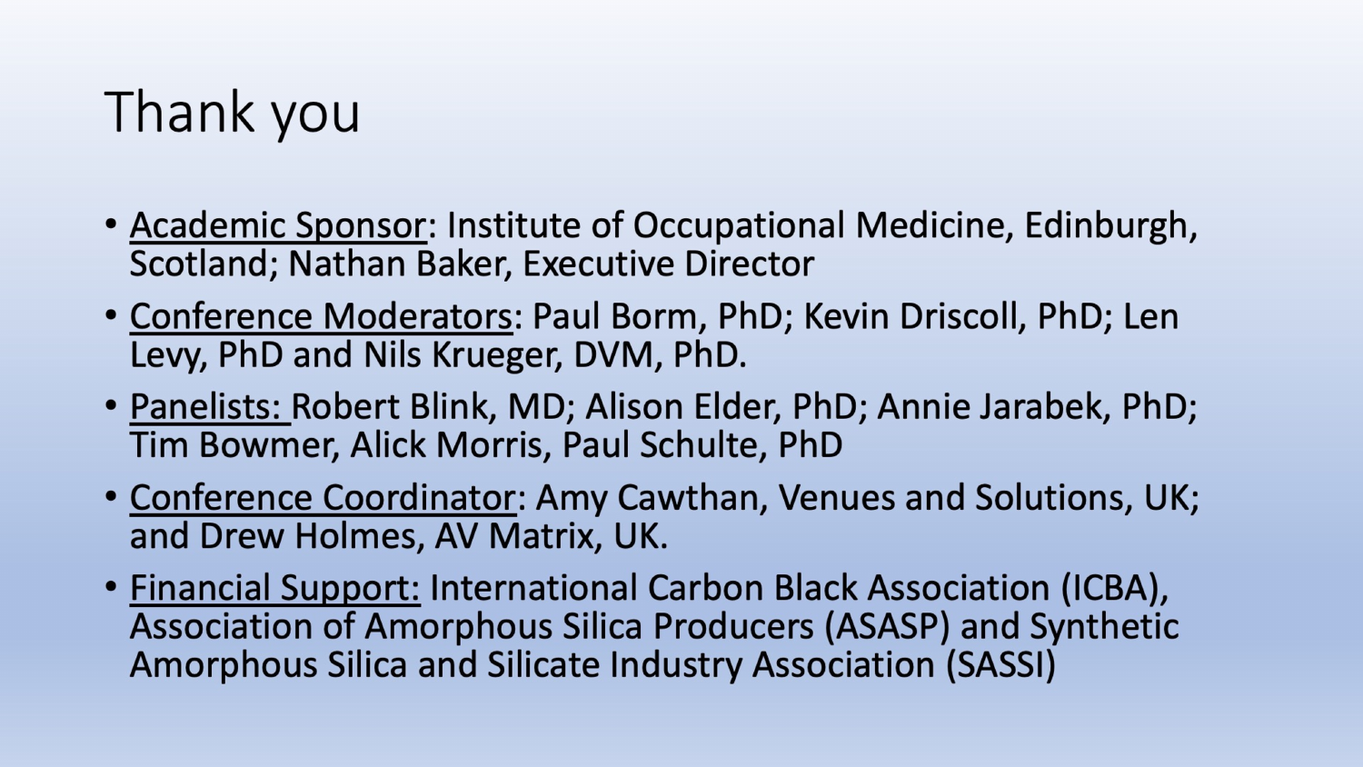# Thank you

- Academic Sponsor: Institute of Occupational Medicine, Edinburgh, Scotland; Nathan Baker, Executive Director
- Conference Moderators: Paul Borm, PhD; Kevin Driscoll, PhD; Len Levy, PhD and Nils Krueger, DVM, PhD.
- Panelists: Robert Blink, MD; Alison Elder, PhD; Annie Jarabek, PhD; Tim Bowmer, Alick Morris, Paul Schulte, PhD
- Conference Coordinator: Amy Cawthan, Venues and Solutions, UK; and Drew Holmes, AV Matrix, UK.
- Financial Support: International Carbon Black Association (ICBA), Association of Amorphous Silica Producers (ASASP) and Synthetic Amorphous Silica and Silicate Industry Association (SASSI)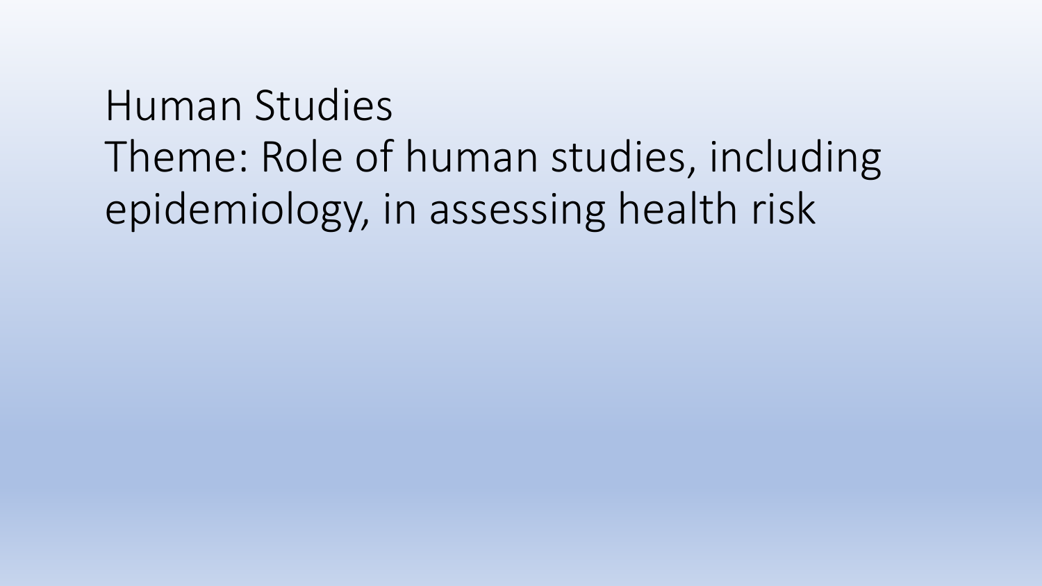# Human Studies

Theme: Role of human studies, including epidemiology, in assessing health risk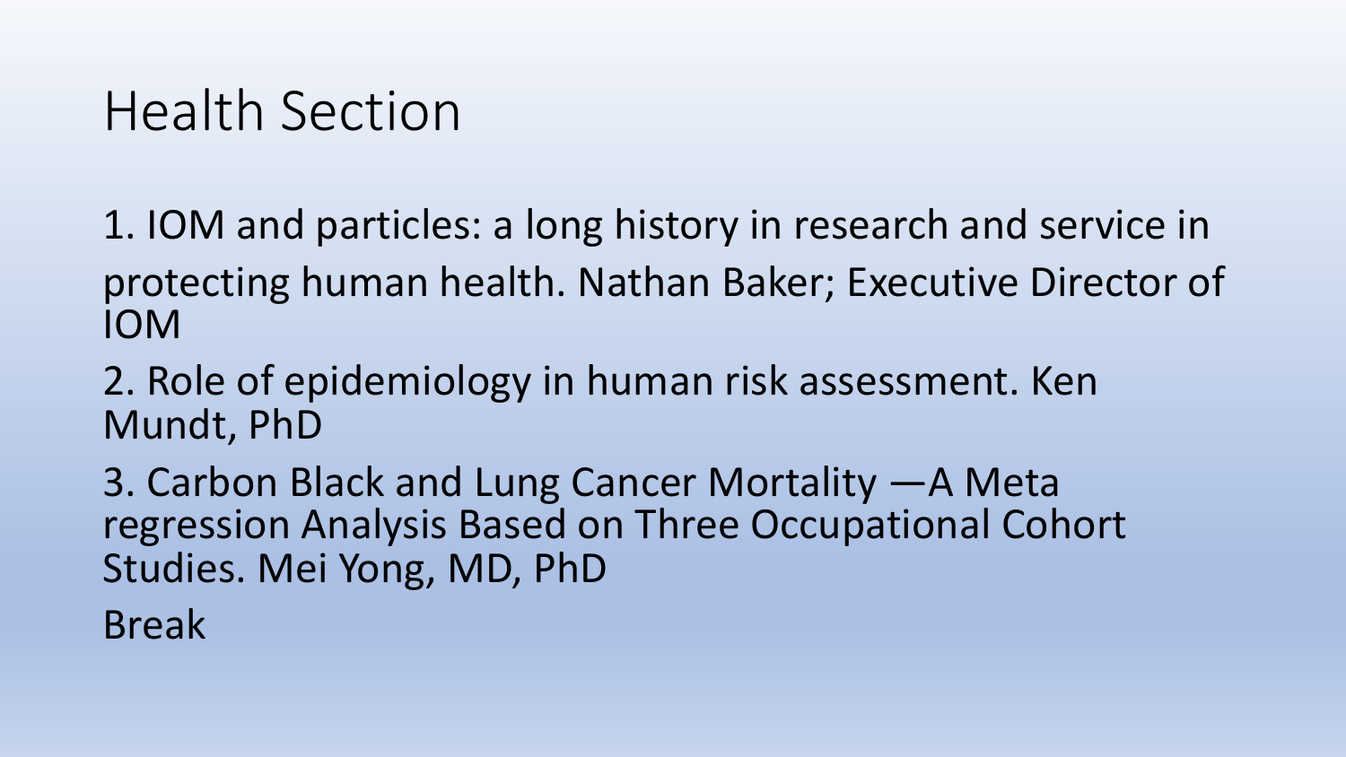# Health Section

1. IOM and particles: a long history in research and service in protecting human health. Nathan Baker; Executive Director of IOM
2. Role of epidemiology in human risk assessment. Ken Mundt, PhD
3. Carbon Black and Lung Cancer Mortality —A Meta regression Analysis Based on Three Occupational Cohort Studies. Mei Yong, MD, PhD

Break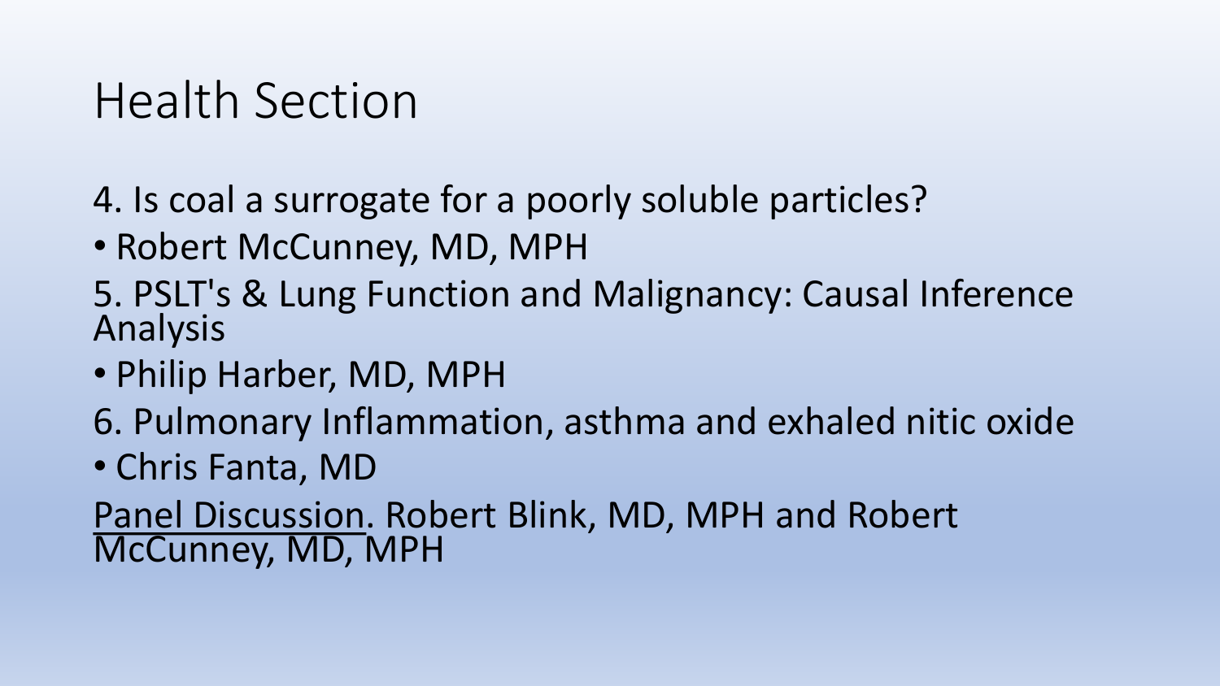# Health Section

4. Is coal a surrogate for a poorly soluble particles?

- Robert McCunney, MD, MPH

5. PSLT's & Lung Function and Malignancy: Causal Inference Analysis

- Philip Harber, MD, MPH

6. Pulmonary Inflammation, asthma and exhaled nitic oxide

- Chris Fanta, MD

Panel Discussion. Robert Blink, MD, MPH and Robert McCunney, MD, MPH